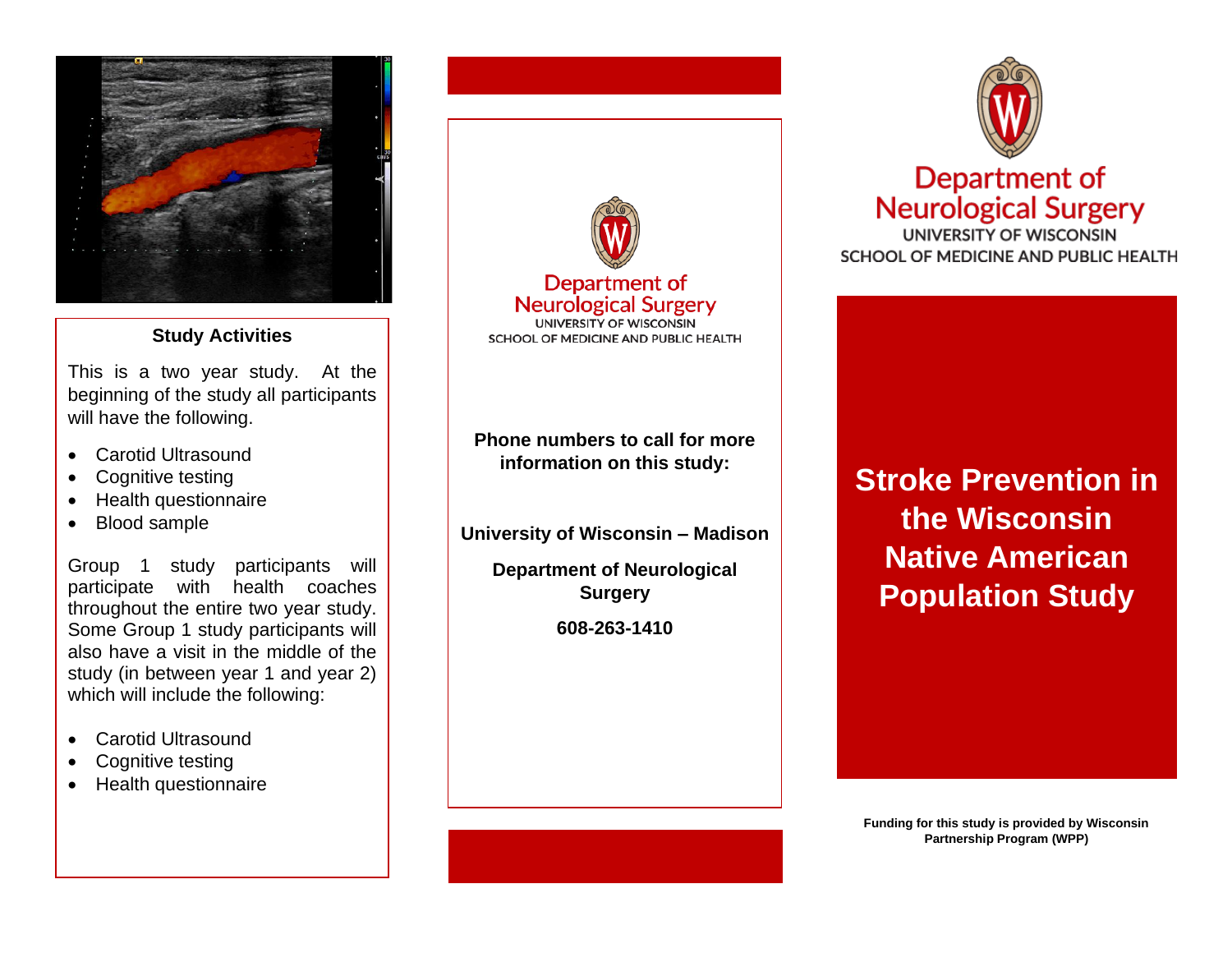## Study Activities

This is a two year study. At the beginning of the study all participants will have the following.

- Carotid Ultrasound
- Cognitive testing
- Health questionnaire
- Blood sample

Group 1 study participants will participate with health coaches throughout the entire two year study. Some Group 1 study participants will also have a visit in the middle of the study (in between year 1 and year 2) which will include the following:

- Carotid Ultrasound
- Cognitive testing
- Health questionnaire

Department of Neurological Surgery
UNIVERSITY OF WISCONSIN
SCHOOL OF MEDICINE AND PUBLIC HEALTH

**Phone numbers to call for more information on this study:**

**University of Wisconsin – Madison**

**Department of Neurological Surgery**

**608-263-1410**

Department of Neurological Surgery
UNIVERSITY OF WISCONSIN
SCHOOL OF MEDICINE AND PUBLIC HEALTH

# Stroke Prevention in the Wisconsin Native American Population Study

**Funding for this study is provided by Wisconsin Partnership Program (WPP)**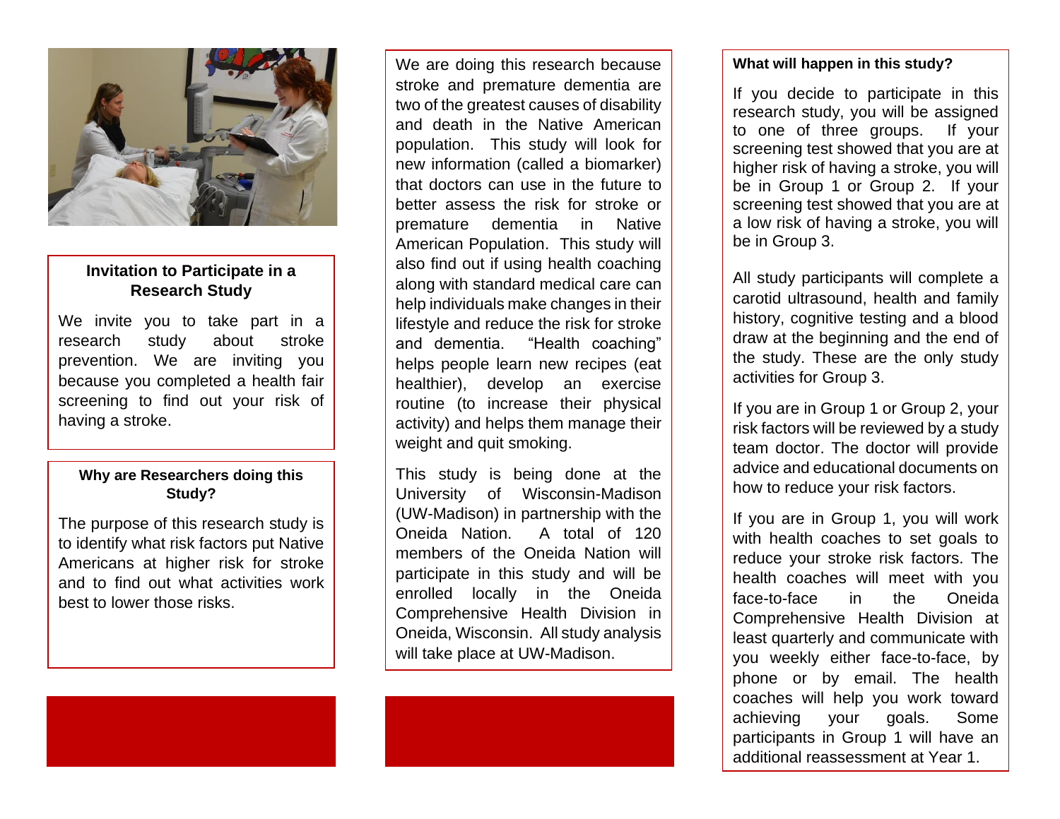## Invitation to Participate in a Research Study

We invite you to take part in a research study about stroke prevention. We are inviting you because you completed a health fair screening to find out your risk of having a stroke.

## Why are Researchers doing this Study?

The purpose of this research study is to identify what risk factors put Native Americans at higher risk for stroke and to find out what activities work best to lower those risks.

We are doing this research because stroke and premature dementia are two of the greatest causes of disability and death in the Native American population. This study will look for new information (called a biomarker) that doctors can use in the future to better assess the risk for stroke or premature dementia in Native American Population. This study will also find out if using health coaching along with standard medical care can help individuals make changes in their lifestyle and reduce the risk for stroke and dementia. "Health coaching" helps people learn new recipes (eat healthier), develop an exercise routine (to increase their physical activity) and helps them manage their weight and quit smoking.

This study is being done at the University of Wisconsin-Madison (UW-Madison) in partnership with the Oneida Nation. A total of 120 members of the Oneida Nation will participate in this study and will be enrolled locally in the Oneida Comprehensive Health Division in Oneida, Wisconsin. All study analysis will take place at UW-Madison.

## What will happen in this study?

If you decide to participate in this research study, you will be assigned to one of three groups. If your screening test showed that you are at higher risk of having a stroke, you will be in Group 1 or Group 2. If your screening test showed that you are at a low risk of having a stroke, you will be in Group 3.

All study participants will complete a carotid ultrasound, health and family history, cognitive testing and a blood draw at the beginning and the end of the study. These are the only study activities for Group 3.

If you are in Group 1 or Group 2, your risk factors will be reviewed by a study team doctor. The doctor will provide advice and educational documents on how to reduce your risk factors.

If you are in Group 1, you will work with health coaches to set goals to reduce your stroke risk factors. The health coaches will meet with you face-to-face in the Oneida Comprehensive Health Division at least quarterly and communicate with you weekly either face-to-face, by phone or by email. The health coaches will help you work toward achieving your goals. Some participants in Group 1 will have an additional reassessment at Year 1.